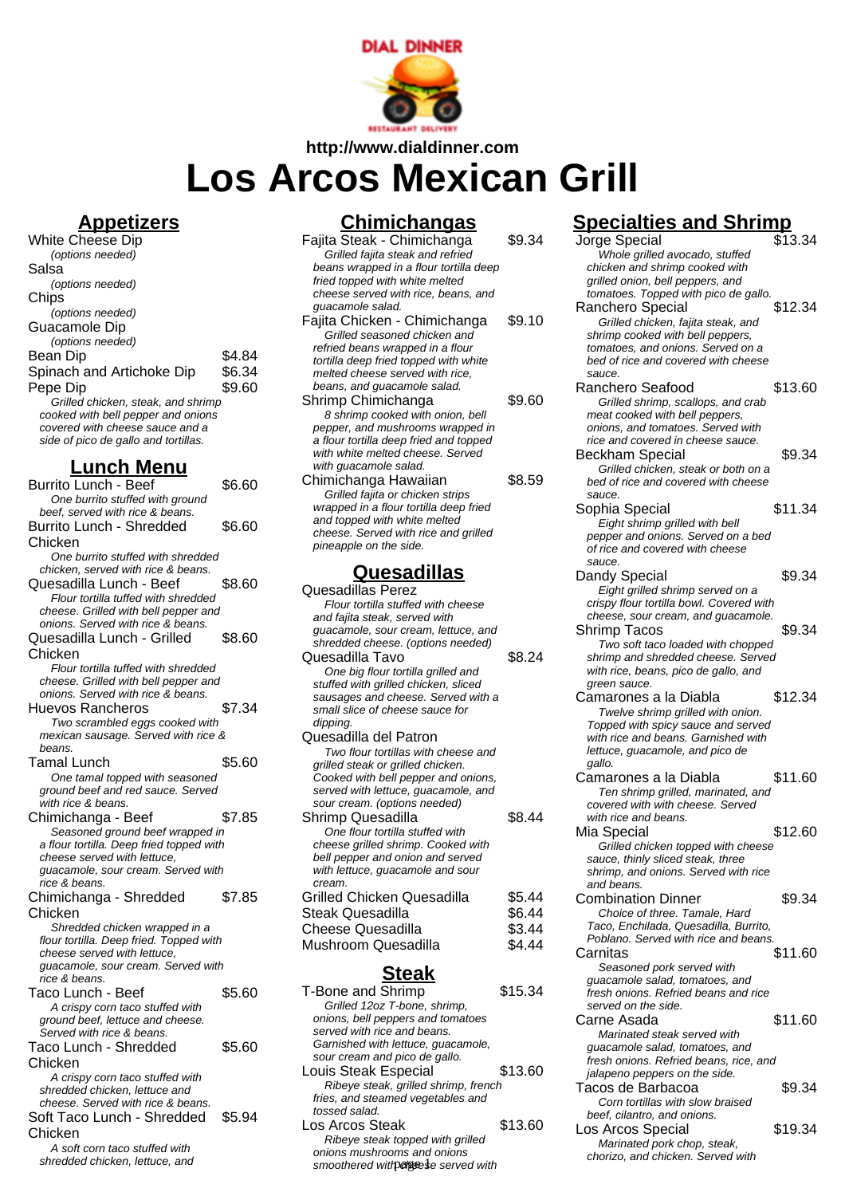http://www.dialdinner.com

# Los Arcos Mexican Grill

## Appetizers

White Cheese Dip
*(options needed)*

Salsa
*(options needed)*

Chips
*(options needed)*

Guacamole Dip
*(options needed)*

Bean Dip — $4.84

Spinach and Artichoke Dip — $6.34

Pepe Dip — $9.60
*Grilled chicken, steak, and shrimp cooked with bell pepper and onions covered with cheese sauce and a side of pico de gallo and tortillas.*

## Lunch Menu

Burrito Lunch - Beef — $6.60
*One burrito stuffed with ground beef, served with rice & beans.*

Burrito Lunch - Shredded Chicken — $6.60
*One burrito stuffed with shredded chicken, served with rice & beans.*

Quesadilla Lunch - Beef — $8.60
*Flour tortilla tuffed with shredded cheese. Grilled with bell pepper and onions. Served with rice & beans.*

Quesadilla Lunch - Grilled Chicken — $8.60
*Flour tortilla tuffed with shredded cheese. Grilled with bell pepper and onions. Served with rice & beans.*

Huevos Rancheros — $7.34
*Two scrambled eggs cooked with mexican sausage. Served with rice & beans.*

Tamal Lunch — $5.60
*One tamal topped with seasoned ground beef and red sauce. Served with rice & beans.*

Chimichanga - Beef — $7.85
*Seasoned ground beef wrapped in a flour tortilla. Deep fried topped with cheese served with lettuce, guacamole, sour cream. Served with rice & beans.*

Chimichanga - Shredded Chicken — $7.85
*Shredded chicken wrapped in a flour tortilla. Deep fried. Topped with cheese served with lettuce, guacamole, sour cream. Served with rice & beans.*

Taco Lunch - Beef — $5.60
*A crispy corn taco stuffed with ground beef, lettuce and cheese. Served with rice & beans.*

Taco Lunch - Shredded Chicken — $5.60
*A crispy corn taco stuffed with shredded chicken, lettuce and cheese. Served with rice & beans.*

Soft Taco Lunch - Shredded Chicken — $5.94
*A soft corn taco stuffed with shredded chicken, lettuce, and*

## Chimichangas

Fajita Steak - Chimichanga — $9.34
*Grilled fajita steak and refried beans wrapped in a flour tortilla deep fried topped with white melted cheese served with rice, beans, and guacamole salad.*

Fajita Chicken - Chimichanga — $9.10
*Grilled seasoned chicken and refried beans wrapped in a flour tortilla deep fried topped with white melted cheese served with rice, beans, and guacamole salad.*

Shrimp Chimichanga — $9.60
*8 shrimp cooked with onion, bell pepper, and mushrooms wrapped in a flour tortilla deep fried and topped with white melted cheese. Served with guacamole salad.*

Chimichanga Hawaiian — $8.59
*Grilled fajita or chicken strips wrapped in a flour tortilla deep fried and topped with white melted cheese. Served with rice and grilled pineapple on the side.*

## Quesadillas

Quesadillas Perez
*Flour tortilla stuffed with cheese and fajita steak, served with guacamole, sour cream, lettuce, and shredded cheese. (options needed)*

Quesadilla Tavo — $8.24
*One big flour tortilla grilled and stuffed with grilled chicken, sliced sausages and cheese. Served with a small slice of cheese sauce for dipping.*

Quesadilla del Patron
*Two flour tortillas with cheese and grilled steak or grilled chicken. Cooked with bell pepper and onions, served with lettuce, guacamole, and sour cream. (options needed)*

Shrimp Quesadilla — $8.44
*One flour tortilla stuffed with cheese grilled shrimp. Cooked with bell pepper and onion and served with lettuce, guacamole and sour cream.*

Grilled Chicken Quesadilla — $5.44

Steak Quesadilla — $6.44

Cheese Quesadilla — $3.44

Mushroom Quesadilla — $4.44

## Steak

T-Bone and Shrimp — $15.34
*Grilled 12oz T-bone, shrimp, onions, bell peppers and tomatoes served with rice and beans. Garnished with lettuce, guacamole, sour cream and pico de gallo.*

Louis Steak Especial — $13.60
*Ribeye steak, grilled shrimp, french fries, and steamed vegetables and tossed salad.*

Los Arcos Steak — $13.60
*Ribeye steak topped with grilled onions mushrooms and onions smoothered with cheese served with*

## Specialties and Shrimp

Jorge Special — $13.34
*Whole grilled avocado, stuffed chicken and shrimp cooked with grilled onion, bell peppers, and tomatoes. Topped with pico de gallo.*

Ranchero Special — $12.34
*Grilled chicken, fajita steak, and shrimp cooked with bell peppers, tomatoes, and onions. Served on a bed of rice and covered with cheese sauce.*

Ranchero Seafood — $13.60
*Grilled shrimp, scallops, and crab meat cooked with bell peppers, onions, and tomatoes. Served with rice and covered in cheese sauce.*

Beckham Special — $9.34
*Grilled chicken, steak or both on a bed of rice and covered with cheese sauce.*

Sophia Special — $11.34
*Eight shrimp grilled with bell pepper and onions. Served on a bed of rice and covered with cheese sauce.*

Dandy Special — $9.34
*Eight grilled shrimp served on a crispy flour tortilla bowl. Covered with cheese, sour cream, and guacamole.*

Shrimp Tacos — $9.34
*Two soft taco loaded with chopped shrimp and shredded cheese. Served with rice, beans, pico de gallo, and green sauce.*

Camarones a la Diabla — $12.34
*Twelve shrimp grilled with onion. Topped with spicy sauce and served with rice and beans. Garnished with lettuce, guacamole, and pico de gallo.*

Camarones a la Diabla — $11.60
*Ten shrimp grilled, marinated, and covered with with cheese. Served with rice and beans.*

Mia Special — $12.60
*Grilled chicken topped with cheese sauce, thinly sliced steak, three shrimp, and onions. Served with rice and beans.*

Combination Dinner — $9.34
*Choice of three. Tamale, Hard Taco, Enchilada, Quesadilla, Burrito, Poblano. Served with rice and beans.*

Carnitas — $11.60
*Seasoned pork served with guacamole salad, tomatoes, and fresh onions. Refried beans and rice served on the side.*

Carne Asada — $11.60
*Marinated steak served with guacamole salad, tomatoes, and fresh onions. Refried beans, rice, and jalapeno peppers on the side.*

Tacos de Barbacoa — $9.34
*Corn tortillas with slow braised beef, cilantro, and onions.*

Los Arcos Special — $19.34
*Marinated pork chop, steak, chorizo, and chicken. Served with*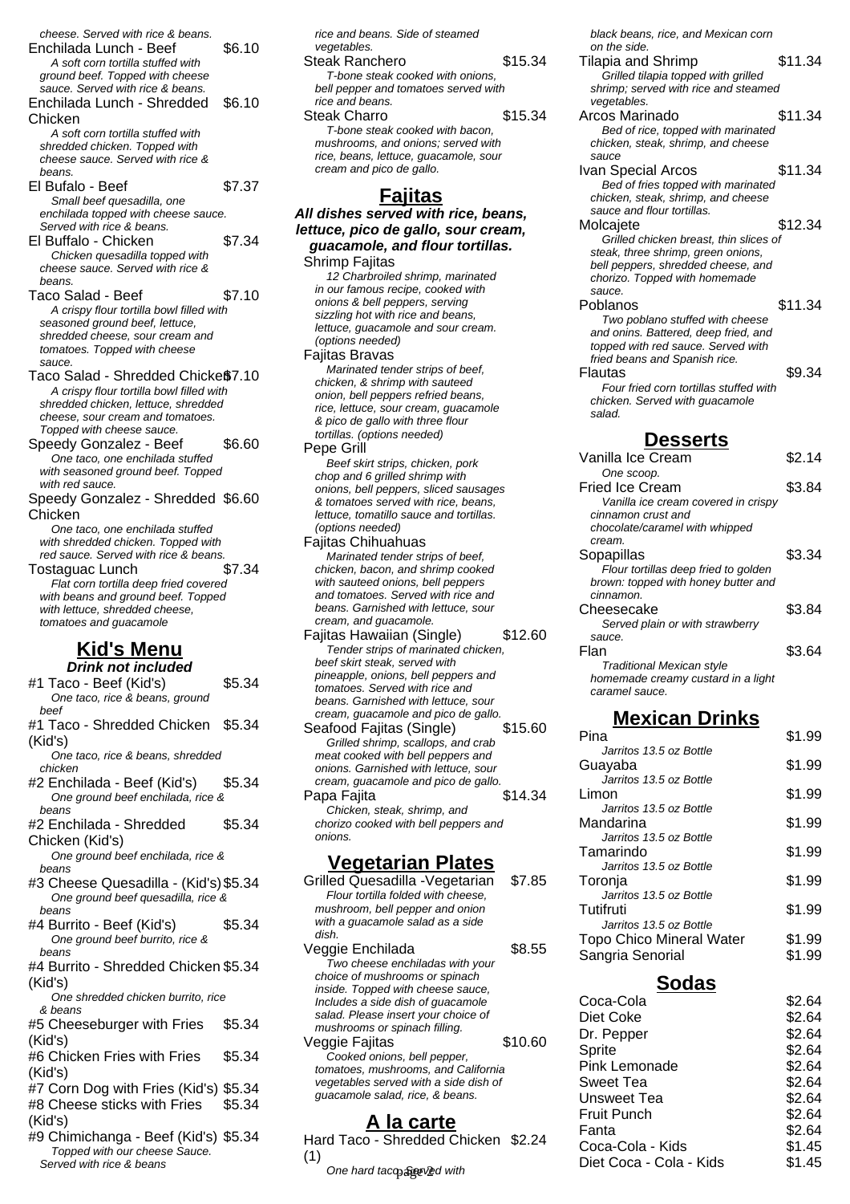cheese. Served with rice & beans.

Enchilada Lunch - Beef $6.10
*A soft corn tortilla stuffed with ground beef. Topped with cheese sauce. Served with rice & beans.*

Enchilada Lunch - Shredded Chicken $6.10
*A soft corn tortilla stuffed with shredded chicken. Topped with cheese sauce. Served with rice & beans.*

El Bufalo - Beef $7.37
*Small beef quesadilla, one enchilada topped with cheese sauce. Served with rice & beans.*

El Buffalo - Chicken $7.34
*Chicken quesadilla topped with cheese sauce. Served with rice & beans.*

Taco Salad - Beef $7.10
*A crispy flour tortilla bowl filled with seasoned ground beef, lettuce, shredded cheese, sour cream and tomatoes. Topped with cheese sauce.*

Taco Salad - Shredded Chicken $7.10
*A crispy flour tortilla bowl filled with shredded chicken, lettuce, shredded cheese, sour cream and tomatoes. Topped with cheese sauce.*

Speedy Gonzalez - Beef $6.60
*One taco, one enchilada stuffed with seasoned ground beef. Topped with red sauce.*

Speedy Gonzalez - Shredded Chicken $6.60
*One taco, one enchilada stuffed with shredded chicken. Topped with red sauce. Served with rice & beans.*

Tostaguac Lunch $7.34
*Flat corn tortilla deep fried covered with beans and ground beef. Topped with lettuce, shredded cheese, tomatoes and guacamole*

## Kid's Menu

**Drink not included**

#1 Taco - Beef (Kid's) $5.34
*One taco, rice & beans, ground beef*

#1 Taco - Shredded Chicken (Kid's) $5.34
*One taco, rice & beans, shredded chicken*

#2 Enchilada - Beef (Kid's) $5.34
*One ground beef enchilada, rice & beans*

#2 Enchilada - Shredded Chicken (Kid's) $5.34
*One ground beef enchilada, rice & beans*

#3 Cheese Quesadilla - (Kid's) $5.34
*One ground beef quesadilla, rice & beans*

#4 Burrito - Beef (Kid's) $5.34
*One ground beef burrito, rice & beans*

#4 Burrito - Shredded Chicken (Kid's) $5.34
*One shredded chicken burrito, rice & beans*

#5 Cheeseburger with Fries (Kid's) $5.34

#6 Chicken Fries with Fries (Kid's) $5.34

#7 Corn Dog with Fries (Kid's) $5.34

#8 Cheese sticks with Fries (Kid's) $5.34

#9 Chimichanga - Beef (Kid's) $5.34
*Topped with our cheese Sauce. Served with rice & beans*

*rice and beans. Side of steamed vegetables.*

Steak Ranchero $15.34
*T-bone steak cooked with onions, bell pepper and tomatoes served with rice and beans.*

Steak Charro $15.34
*T-bone steak cooked with bacon, mushrooms, and onions; served with rice, beans, lettuce, guacamole, sour cream and pico de gallo.*

## Fajitas

**All dishes served with rice, beans, lettuce, pico de gallo, sour cream, guacamole, and flour tortillas.**

Shrimp Fajitas
*12 Charbroiled shrimp, marinated in our famous recipe, cooked with onions & bell peppers, serving sizzling hot with rice and beans, lettuce, guacamole and sour cream. (options needed)*

Fajitas Bravas
*Marinated tender strips of beef, chicken, & shrimp with sauteed onion, bell peppers refried beans, rice, lettuce, sour cream, guacamole & pico de gallo with three flour tortillas. (options needed)*

Pepe Grill
*Beef skirt strips, chicken, pork chop and 6 grilled shrimp with onions, bell peppers, sliced sausages & tomatoes served with rice, beans, lettuce, tomatillo sauce and tortillas. (options needed)*

Fajitas Chihuahuas
*Marinated tender strips of beef, chicken, bacon, and shrimp cooked with sauteed onions, bell peppers and tomatoes. Served with rice and beans. Garnished with lettuce, sour cream, and guacamole.*

Fajitas Hawaiian (Single) $12.60
*Tender strips of marinated chicken, beef skirt steak, served with pineapple, onions, bell peppers and tomatoes. Served with rice and beans. Garnished with lettuce, sour cream, guacamole and pico de gallo.*

Seafood Fajitas (Single) $15.60
*Grilled shrimp, scallops, and crab meat cooked with bell peppers and onions. Garnished with lettuce, sour cream, guacamole and pico de gallo.*

Papa Fajita $14.34
*Chicken, steak, shrimp, and chorizo cooked with bell peppers and onions.*

## Vegetarian Plates

Grilled Quesadilla -Vegetarian $7.85
*Flour tortilla folded with cheese, mushroom, bell pepper and onion with a guacamole salad as a side dish.*

Veggie Enchilada $8.55
*Two cheese enchiladas with your choice of mushrooms or spinach inside. Topped with cheese sauce, Includes a side dish of guacamole salad. Please insert your choice of mushrooms or spinach filling.*

Veggie Fajitas $10.60
*Cooked onions, bell pepper, tomatoes, mushrooms, and California vegetables served with a side dish of guacamole salad, rice, & beans.*

## A la carte

Hard Taco - Shredded Chicken (1) $2.24
*One hard taco served with*

*black beans, rice, and Mexican corn on the side.*

Tilapia and Shrimp $11.34
*Grilled tilapia topped with grilled shrimp; served with rice and steamed vegetables.*

Arcos Marinado $11.34
*Bed of rice, topped with marinated chicken, steak, shrimp, and cheese sauce*

Ivan Special Arcos $11.34
*Bed of fries topped with marinated chicken, steak, shrimp, and cheese sauce and flour tortillas.*

Molcajete $12.34
*Grilled chicken breast, thin slices of steak, three shrimp, green onions, bell peppers, shredded cheese, and chorizo. Topped with homemade sauce.*

Poblanos $11.34
*Two poblano stuffed with cheese and onins. Battered, deep fried, and topped with red sauce. Served with fried beans and Spanish rice.*

Flautas $9.34
*Four fried corn tortillas stuffed with chicken. Served with guacamole salad.*

## Desserts

Vanilla Ice Cream $2.14
*One scoop.*

Fried Ice Cream $3.84
*Vanilla ice cream covered in crispy cinnamon crust and chocolate/caramel with whipped cream.*

Sopapillas $3.34
*Flour tortillas deep fried to golden brown: topped with honey butter and cinnamon.*

Cheesecake $3.84
*Served plain or with strawberry sauce.*

Flan $3.64
*Traditional Mexican style homemade creamy custard in a light caramel sauce.*

## Mexican Drinks

Pina $1.99
*Jarritos 13.5 oz Bottle*

Guayaba $1.99
*Jarritos 13.5 oz Bottle*

Limon $1.99
*Jarritos 13.5 oz Bottle*

Mandarina $1.99
*Jarritos 13.5 oz Bottle*

Tamarindo $1.99
*Jarritos 13.5 oz Bottle*

Toronja $1.99
*Jarritos 13.5 oz Bottle*

Tutifruti $1.99
*Jarritos 13.5 oz Bottle*

Topo Chico Mineral Water $1.99

Sangria Senorial $1.99

## Sodas

| Item | Price |
|---|---|
| Coca-Cola | $2.64 |
| Diet Coke | $2.64 |
| Dr. Pepper | $2.64 |
| Sprite | $2.64 |
| Pink Lemonade | $2.64 |
| Sweet Tea | $2.64 |
| Unsweet Tea | $2.64 |
| Fruit Punch | $2.64 |
| Fanta | $2.64 |
| Coca-Cola - Kids | $1.45 |
| Diet Coca - Cola - Kids | $1.45 |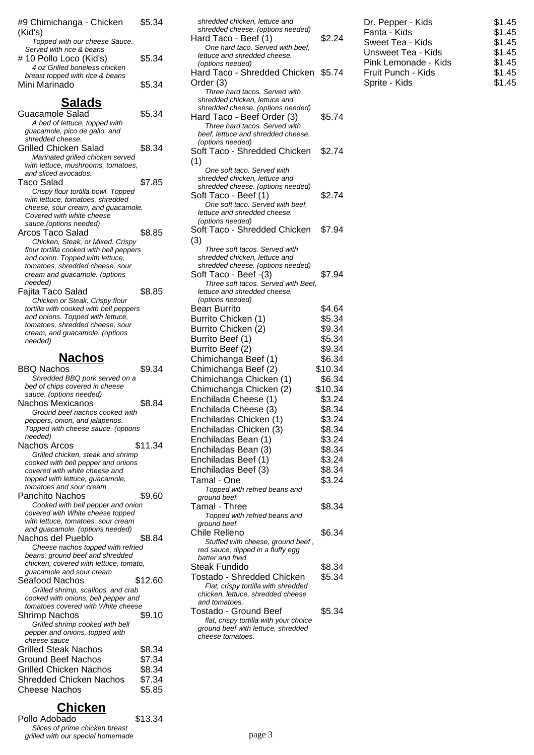#9 Chimichanga - Chicken (Kid's) $5.34
*Topped with our cheese Sauce. Served with rice & beans*

# 10 Pollo Loco (Kid's) $5.34
*4 oz Grilled boneless chicken breast topped with rice & beans*

Mini Marinado $5.34

## Salads

Guacamole Salad $5.34
*A bed of lettuce, topped with guacamole, pico de gallo, and shredded cheese.*

Grilled Chicken Salad $8.34
*Marinated grilled chicken served with lettuce, mushrooms, tomatoes, and sliced avocados.*

Taco Salad $7.85
*Crispy flour tortilla bowl. Topped with lettuce, tomatoes, shredded cheese, sour cream, and guacamole. Covered with white cheese sauce.(options needed)*

Arcos Taco Salad $8.85
*Chicken, Steak, or Mixed. Crispy flour tortilla cooked with bell peppers and onion. Topped with lettuce, tomatoes, shredded cheese, sour cream and guacamole. (options needed)*

Fajita Taco Salad $8.85
*Chicken or Steak. Crispy flour tortilla with cooked with bell peppers and onions. Topped with lettuce, tomatoes, shredded cheese, sour cream, and guacamole. (options needed)*

## Nachos

BBQ Nachos $9.34
*Shredded BBQ pork served on a bed of chips covered in cheese sauce. (options needed)*

Nachos Mexicanos $8.84
*Ground beef nachos cooked with peppers, onion, and jalapenos. Topped with cheese sauce. (options needed)*

Nachos Arcos $11.34
*Grilled chicken, steak and shrimp cooked with bell pepper and onions covered with white cheese and topped with lettuce, guacamole, tomatoes and sour cream*

Panchito Nachos $9.60
*Cooked with bell pepper and onion covered with White cheese topped with lettuce, tomatoes, sour cream and guacamole. (options needed)*

Nachos del Pueblo $8.84
*Cheese nachos topped with refried beans, ground beef and shredded chicken, covered with lettuce, tomato, guacamole and sour cream*

Seafood Nachos $12.60
*Grilled shrimp, scallops, and crab cooked with onions, bell pepper and tomatoes covered with White cheese*

Shrimp Nachos $9.10
*Grilled shrimp cooked with bell pepper and onions, topped with cheese sauce*

Grilled Steak Nachos $8.34

Ground Beef Nachos $7.34

Grilled Chicken Nachos $8.34

Shredded Chicken Nachos $7.34

Cheese Nachos $5.85

## Chicken

Pollo Adobado $13.34
*Slices of prime chicken breast grilled with our special homemade shredded chicken, lettuce and shredded cheese. (options needed)*

Hard Taco - Beef (1) $2.24
*One hard taco. Served with beef, lettuce and shredded cheese. (options needed)*

Hard Taco - Shredded Chicken Order (3) $5.74
*Three hard tacos. Served with shredded chicken, lettuce and shredded cheese. (options needed)*

Hard Taco - Beef Order (3) $5.74
*Three hard tacos. Served with beef, lettuce and shredded cheese. (options needed)*

Soft Taco - Shredded Chicken (1) $2.74
*One soft taco. Served with shredded chicken, lettuce and shredded cheese. (options needed)*

Soft Taco - Beef (1) $2.74
*One soft taco. Served with beef, lettuce and shredded cheese. (options needed)*

Soft Taco - Shredded Chicken (3) $7.94
*Three soft tacos. Served with shredded chicken, lettuce and shredded cheese. (options needed)*

Soft Taco - Beef -(3) $7.94
*Three soft tacos. Served with Beef, lettuce and shredded cheese. (options needed)*

Bean Burrito $4.64

Burrito Chicken (1) $5.34

Burrito Chicken (2) $9.34

Burrito Beef (1) $5.34

Burrito Beef (2) $9.34

Chimichanga Beef (1) $6.34

Chimichanga Beef (2) $10.34

Chimichanga Chicken (1) $6.34

Chimichanga Chicken (2) $10.34

Enchilada Cheese (1) $3.24

Enchilada Cheese (3) $8.34

Enchiladas Chicken (1) $3.24

Enchiladas Chicken (3) $8.34

Enchiladas Bean (1) $3.24

Enchiladas Bean (3) $8.34

Enchiladas Beef (1) $3.24

Enchiladas Beef (3) $8.34

Tamal - One $3.24
*Topped with refried beans and ground beef.*

Tamal - Three $8.34
*Topped with refried beans and ground beef.*

Chile Relleno $6.34
*Stuffed with cheese, ground beef , red sauce, dipped in a fluffy egg batter and fried.*

Steak Fundido $8.34

Tostado - Shredded Chicken $5.34
*Flat, crispy tortilla with shredded chicken, lettuce, shredded cheese and tomatoes.*

Tostado - Ground Beef $5.34
*flat, crispy tortilla with your choice ground beef with lettuce, shredded cheese tomatoes.*

Dr. Pepper - Kids $1.45

Fanta - Kids $1.45

Sweet Tea - Kids $1.45

Unsweet Tea - Kids $1.45

Pink Lemonade - Kids $1.45

Fruit Punch - Kids $1.45

Sprite - Kids $1.45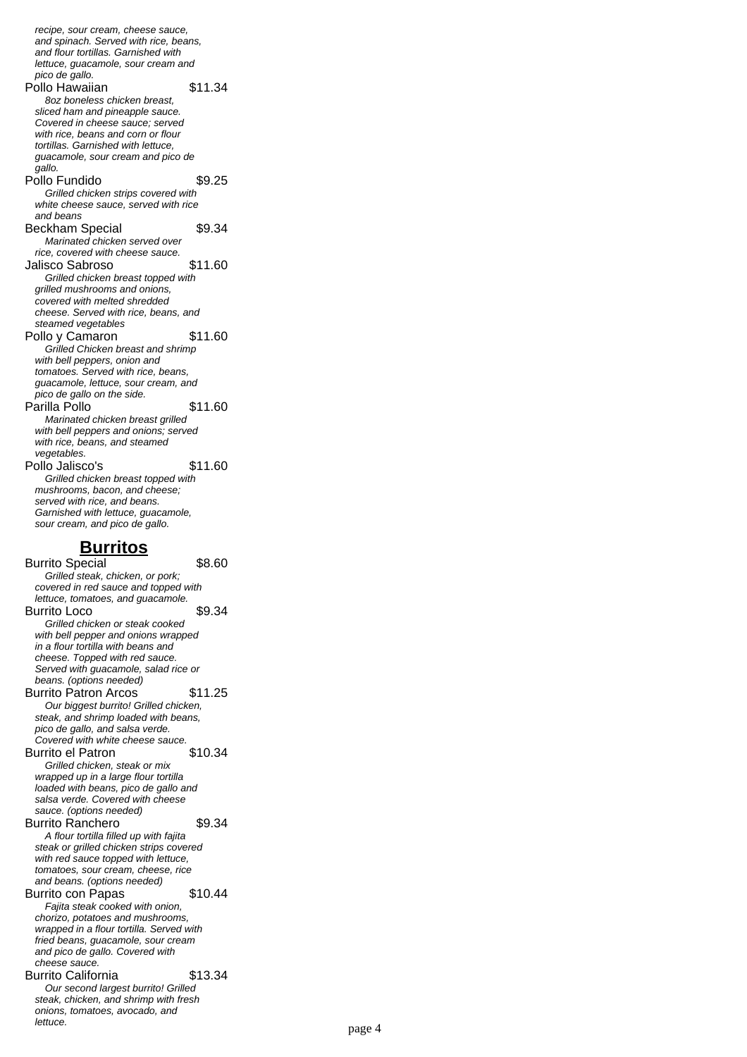recipe, sour cream, cheese sauce, and spinach. Served with rice, beans, and flour tortillas. Garnished with lettuce, guacamole, sour cream and pico de gallo.

**Pollo Hawaiian** $11.34
*8oz boneless chicken breast, sliced ham and pineapple sauce. Covered in cheese sauce; served with rice, beans and corn or flour tortillas. Garnished with lettuce, guacamole, sour cream and pico de gallo.*

**Pollo Fundido** $9.25
*Grilled chicken strips covered with white cheese sauce, served with rice and beans*

**Beckham Special** $9.34
*Marinated chicken served over rice, covered with cheese sauce.*

**Jalisco Sabroso** $11.60
*Grilled chicken breast topped with grilled mushrooms and onions, covered with melted shredded cheese. Served with rice, beans, and steamed vegetables*

**Pollo y Camaron** $11.60
*Grilled Chicken breast and shrimp with bell peppers, onion and tomatoes. Served with rice, beans, guacamole, lettuce, sour cream, and pico de gallo on the side.*

**Parilla Pollo** $11.60
*Marinated chicken breast grilled with bell peppers and onions; served with rice, beans, and steamed vegetables.*

**Pollo Jalisco's** $11.60
*Grilled chicken breast topped with mushrooms, bacon, and cheese; served with rice, and beans. Garnished with lettuce, guacamole, sour cream, and pico de gallo.*

## Burritos

**Burrito Special** $8.60
*Grilled steak, chicken, or pork; covered in red sauce and topped with lettuce, tomatoes, and guacamole.*

**Burrito Loco** $9.34
*Grilled chicken or steak cooked with bell pepper and onions wrapped in a flour tortilla with beans and cheese. Topped with red sauce. Served with guacamole, salad rice or beans. (options needed)*

**Burrito Patron Arcos** $11.25
*Our biggest burrito! Grilled chicken, steak, and shrimp loaded with beans, pico de gallo, and salsa verde. Covered with white cheese sauce.*

**Burrito el Patron** $10.34
*Grilled chicken, steak or mix wrapped up in a large flour tortilla loaded with beans, pico de gallo and salsa verde. Covered with cheese sauce. (options needed)*

**Burrito Ranchero** $9.34
*A flour tortilla filled up with fajita steak or grilled chicken strips covered with red sauce topped with lettuce, tomatoes, sour cream, cheese, rice and beans. (options needed)*

**Burrito con Papas** $10.44
*Fajita steak cooked with onion, chorizo, potatoes and mushrooms, wrapped in a flour tortilla. Served with fried beans, guacamole, sour cream and pico de gallo. Covered with cheese sauce.*

**Burrito California** $13.34
*Our second largest burrito! Grilled steak, chicken, and shrimp with fresh onions, tomatoes, avocado, and lettuce.*